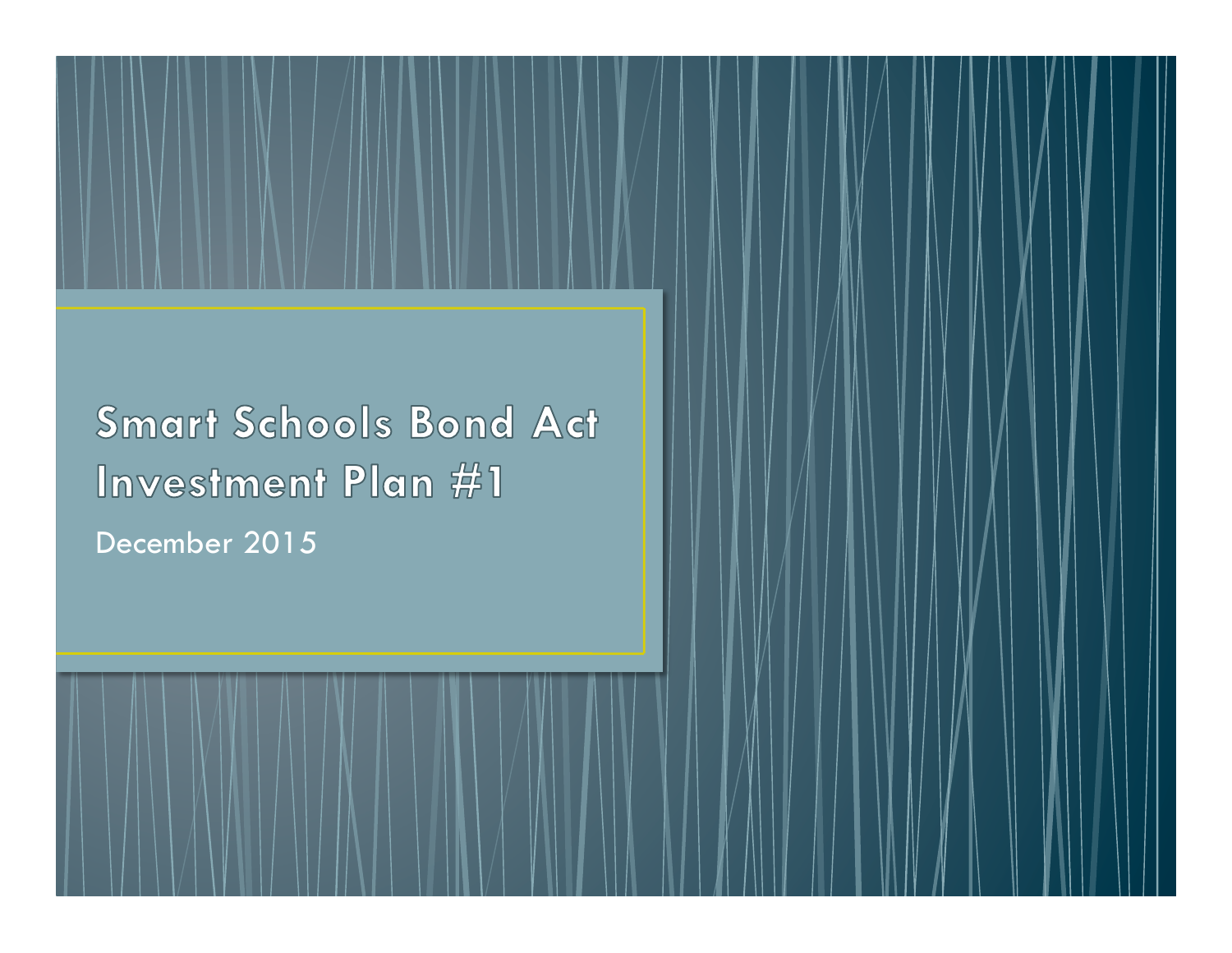# Smart Schools Bond Act Investment Plan #1

December 2015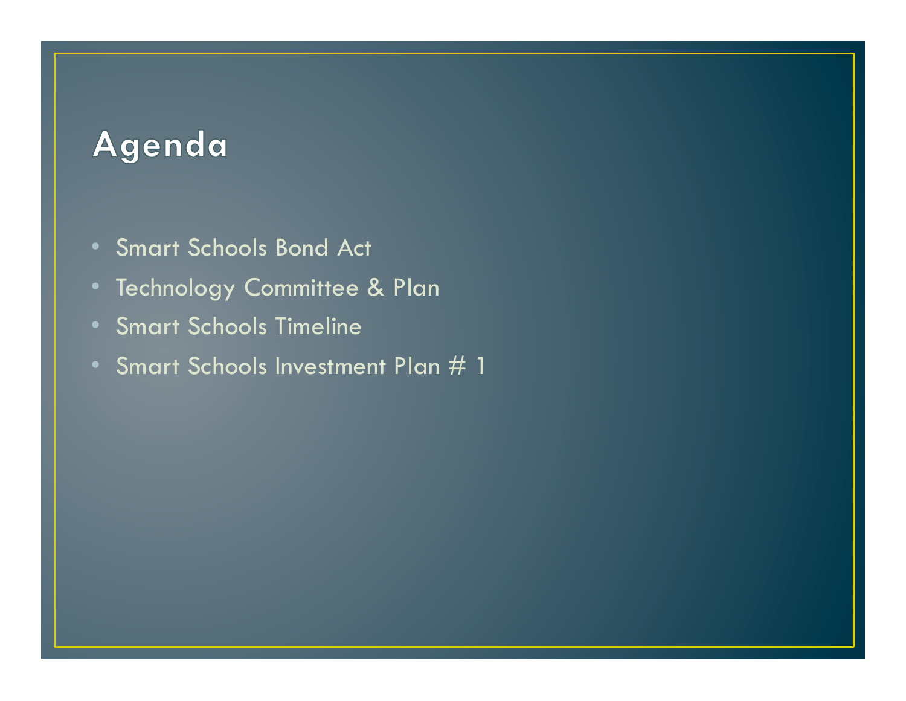# Agenda

- Smart Schools Bond Act
- Technology Committee & Plan
- Smart Schools Timeline
- Smart Schools Investment Plan # 1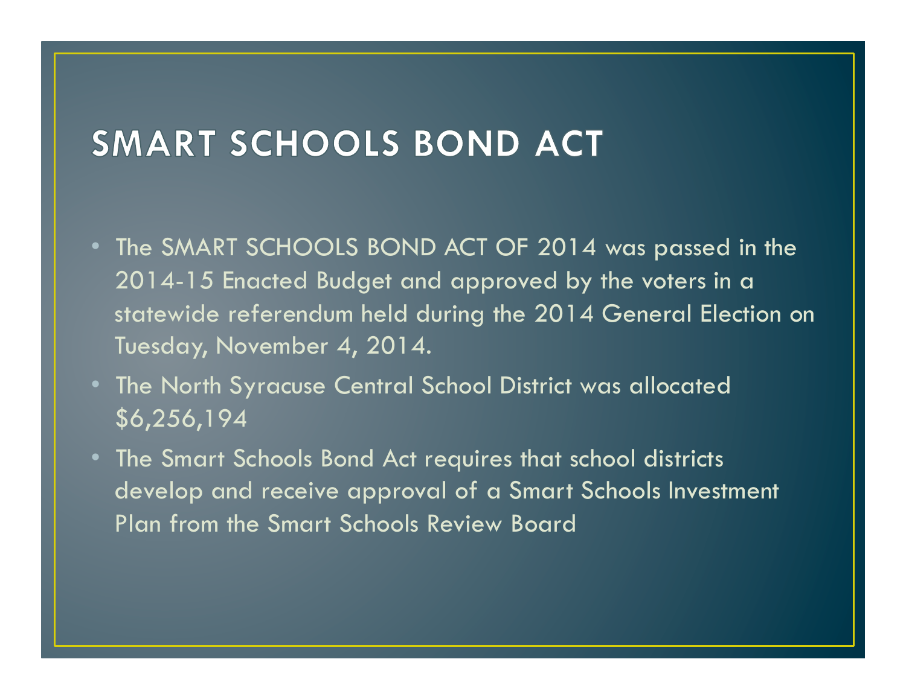# SMART SCHOOLS BOND ACT

- The SMART SCHOOLS BOND ACT OF 2014 was passed in the 2014-15 Enacted Budget and approved by the voters in a statewide referendum held during the 2014 General Election on Tuesday, November 4, 2014.
- The North Syracuse Central School District was allocated $6,256,194
- The Smart Schools Bond Act requires that school districts develop and receive approval of a Smart Schools Investment Plan from the Smart Schools Review Board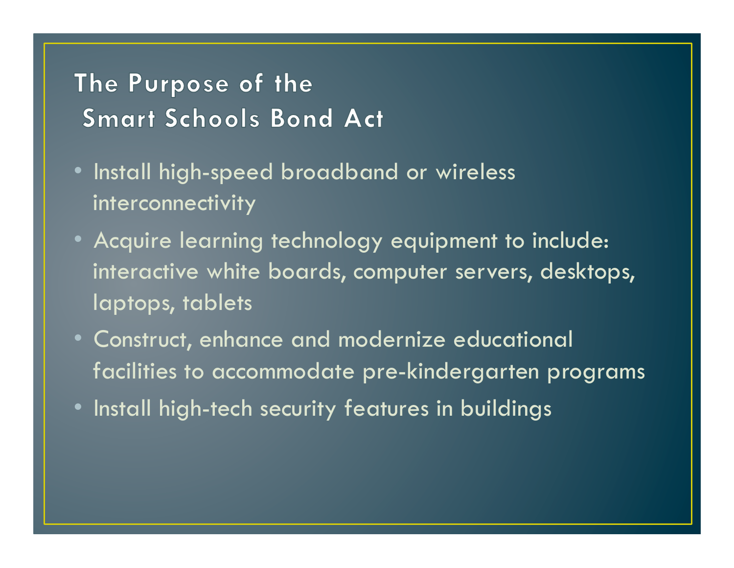# The Purpose of the Smart Schools Bond Act

- Install high-speed broadband or wireless interconnectivity
- Acquire learning technology equipment to include: interactive white boards, computer servers, desktops, laptops, tablets
- Construct, enhance and modernize educational facilities to accommodate pre-kindergarten programs
- Install high-tech security features in buildings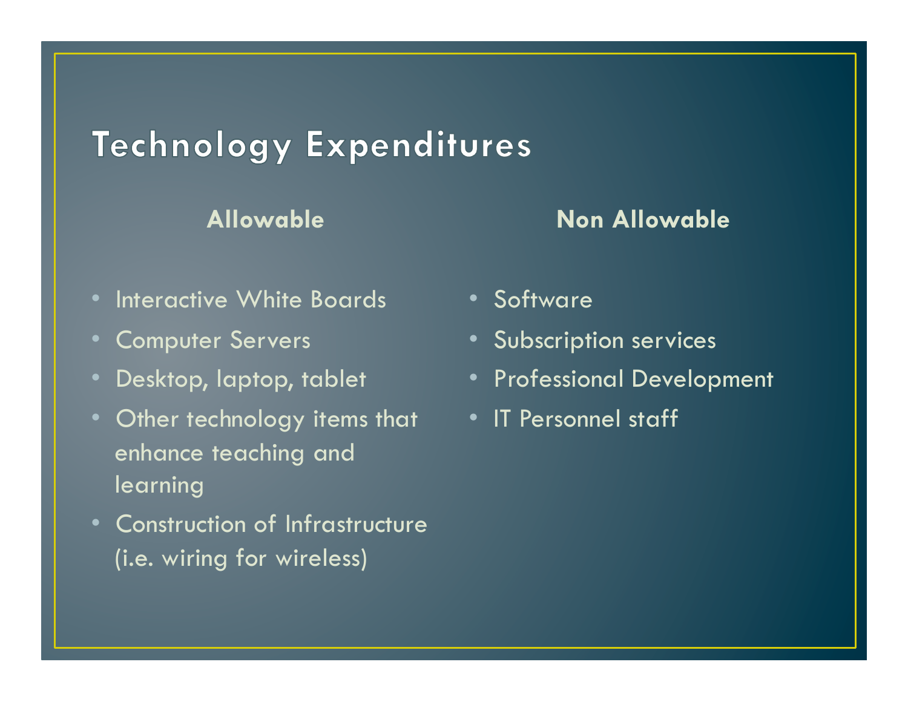# Technology Expenditures

### Allowable

- Interactive White Boards
- Computer Servers
- Desktop, laptop, tablet
- Other technology items that enhance teaching and learning
- Construction of Infrastructure (i.e. wiring for wireless)

### Non Allowable

- Software
- Subscription services
- Professional Development
- IT Personnel staff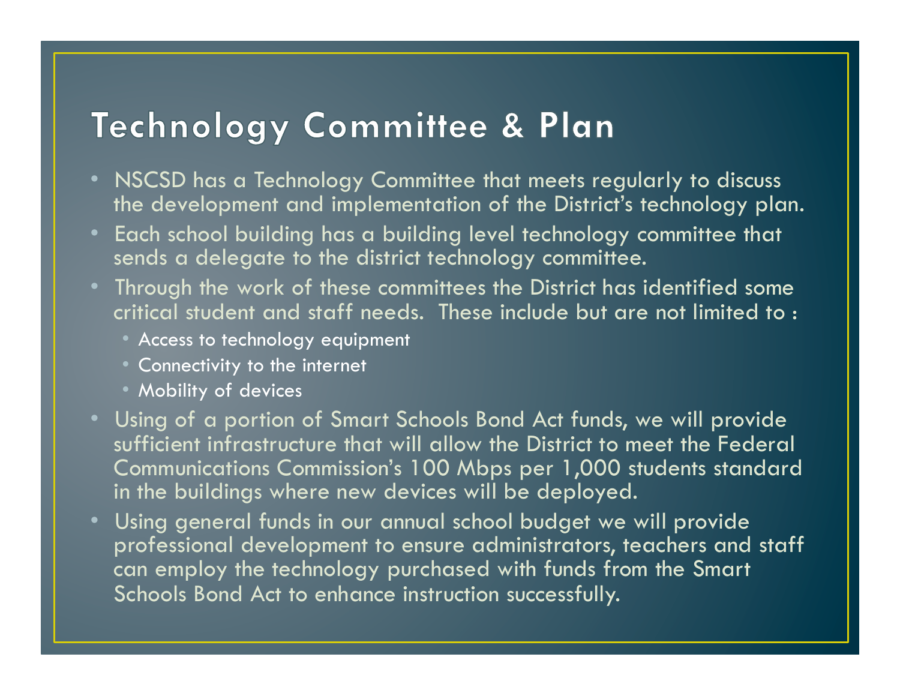# Technology Committee & Plan

- NSCSD has a Technology Committee that meets regularly to discuss the development and implementation of the District's technology plan.
- Each school building has a building level technology committee that sends a delegate to the district technology committee.
- Through the work of these committees the District has identified some critical student and staff needs. These include but are not limited to :
  - Access to technology equipment
  - Connectivity to the internet
  - Mobility of devices
- Using of a portion of Smart Schools Bond Act funds, we will provide sufficient infrastructure that will allow the District to meet the Federal Communications Commission's 100 Mbps per 1,000 students standard in the buildings where new devices will be deployed.
- Using general funds in our annual school budget we will provide professional development to ensure administrators, teachers and staff can employ the technology purchased with funds from the Smart Schools Bond Act to enhance instruction successfully.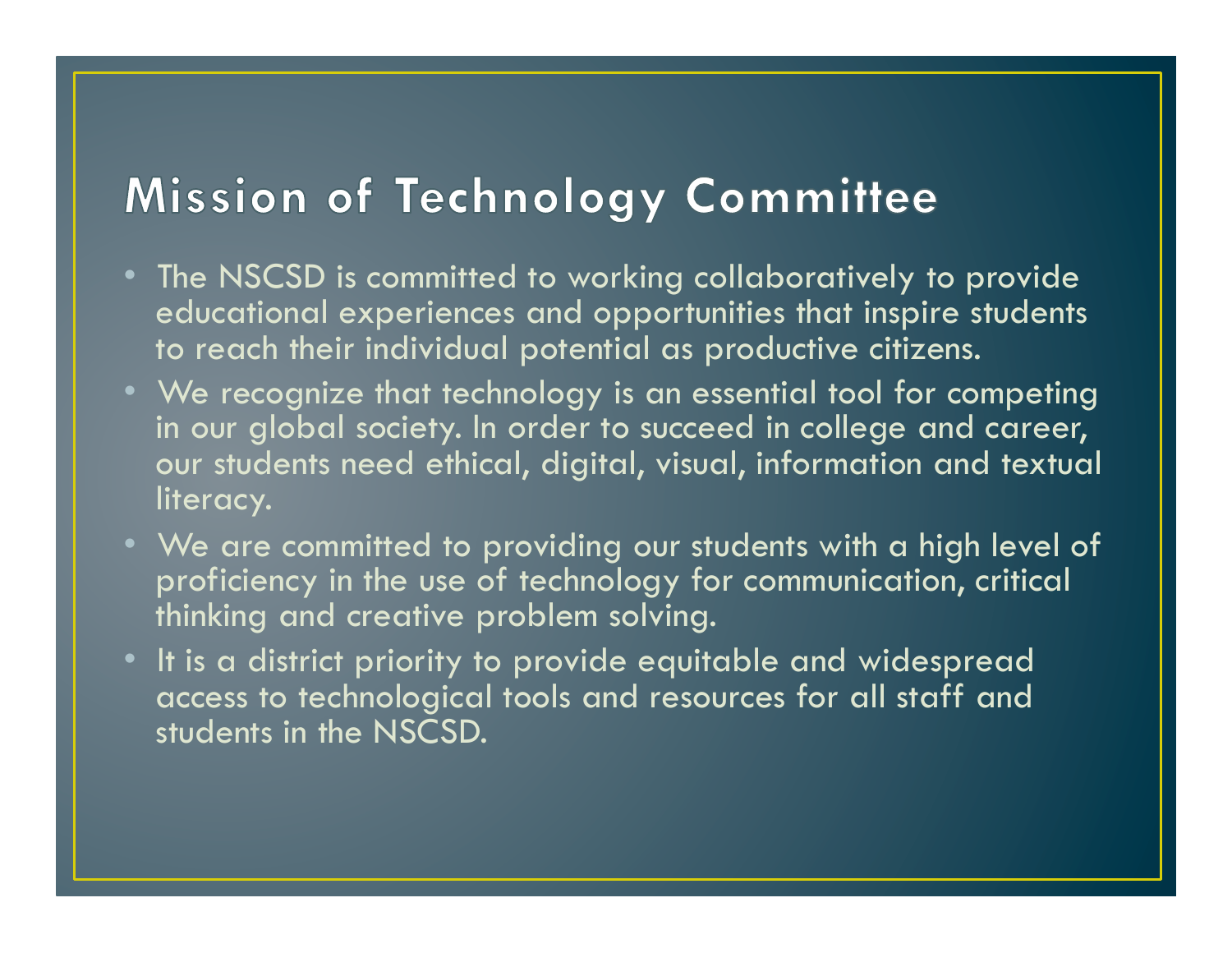# Mission of Technology Committee

- The NSCSD is committed to working collaboratively to provide educational experiences and opportunities that inspire students to reach their individual potential as productive citizens.
- We recognize that technology is an essential tool for competing in our global society. In order to succeed in college and career, our students need ethical, digital, visual, information and textual literacy.
- We are committed to providing our students with a high level of proficiency in the use of technology for communication, critical thinking and creative problem solving.
- It is a district priority to provide equitable and widespread access to technological tools and resources for all staff and students in the NSCSD.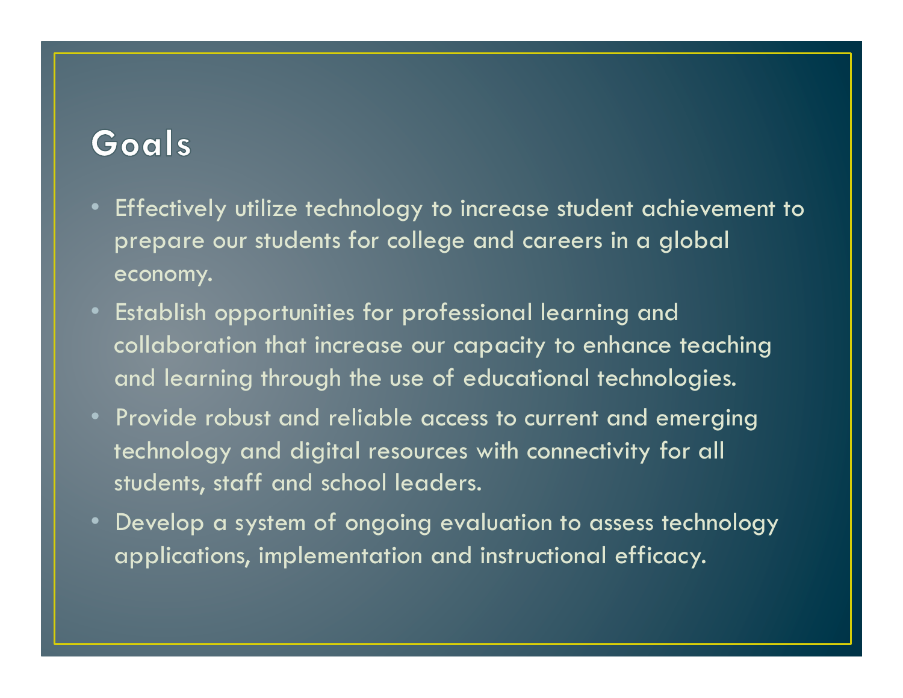# Goals

- Effectively utilize technology to increase student achievement to prepare our students for college and careers in a global economy.
- Establish opportunities for professional learning and collaboration that increase our capacity to enhance teaching and learning through the use of educational technologies.
- Provide robust and reliable access to current and emerging technology and digital resources with connectivity for all students, staff and school leaders.
- Develop a system of ongoing evaluation to assess technology applications, implementation and instructional efficacy.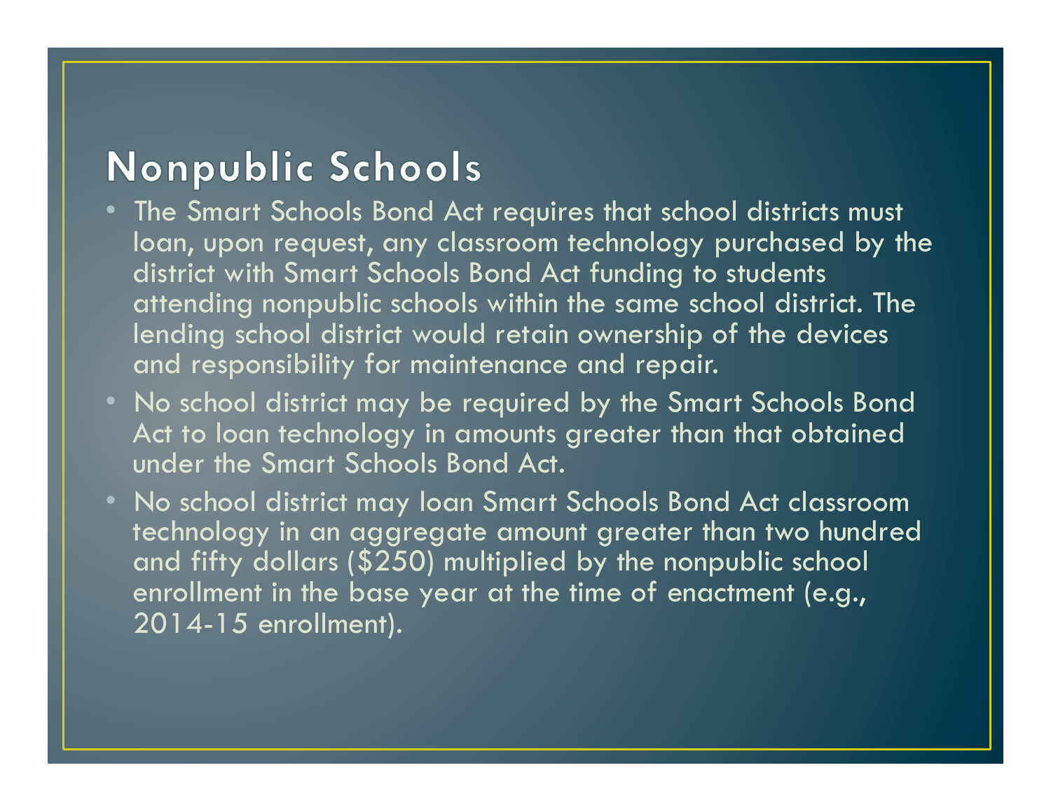## Nonpublic Schools

- The Smart Schools Bond Act requires that school districts must loan, upon request, any classroom technology purchased by the district with Smart Schools Bond Act funding to students attending nonpublic schools within the same school district. The lending school district would retain ownership of the devices and responsibility for maintenance and repair.
- No school district may be required by the Smart Schools Bond Act to loan technology in amounts greater than that obtained under the Smart Schools Bond Act.
- No school district may loan Smart Schools Bond Act classroom technology in an aggregate amount greater than two hundred and fifty dollars ($250) multiplied by the nonpublic school enrollment in the base year at the time of enactment (e.g., 2014-15 enrollment).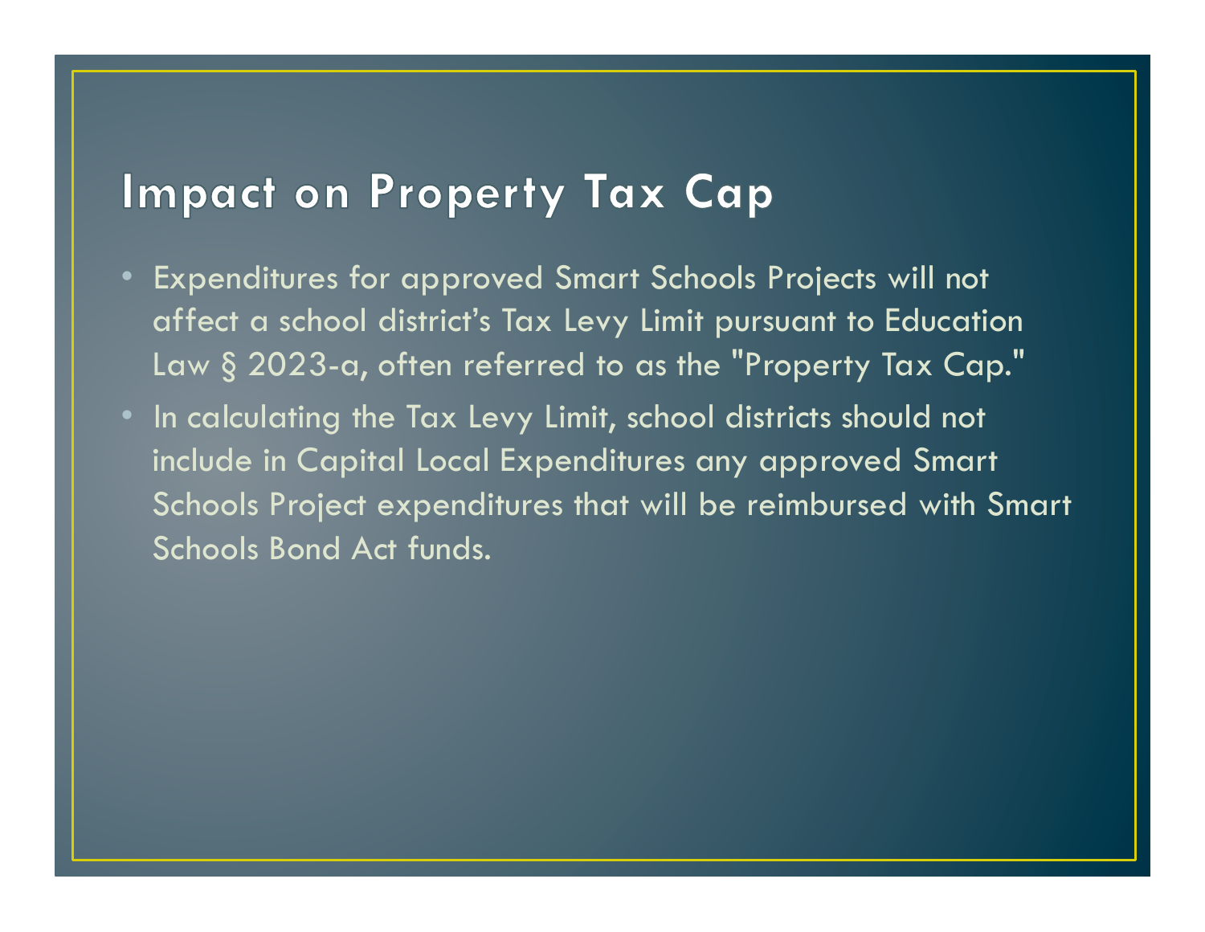# Impact on Property Tax Cap

- Expenditures for approved Smart Schools Projects will not affect a school district's Tax Levy Limit pursuant to Education Law § 2023-a, often referred to as the "Property Tax Cap."
- In calculating the Tax Levy Limit, school districts should not include in Capital Local Expenditures any approved Smart Schools Project expenditures that will be reimbursed with Smart Schools Bond Act funds.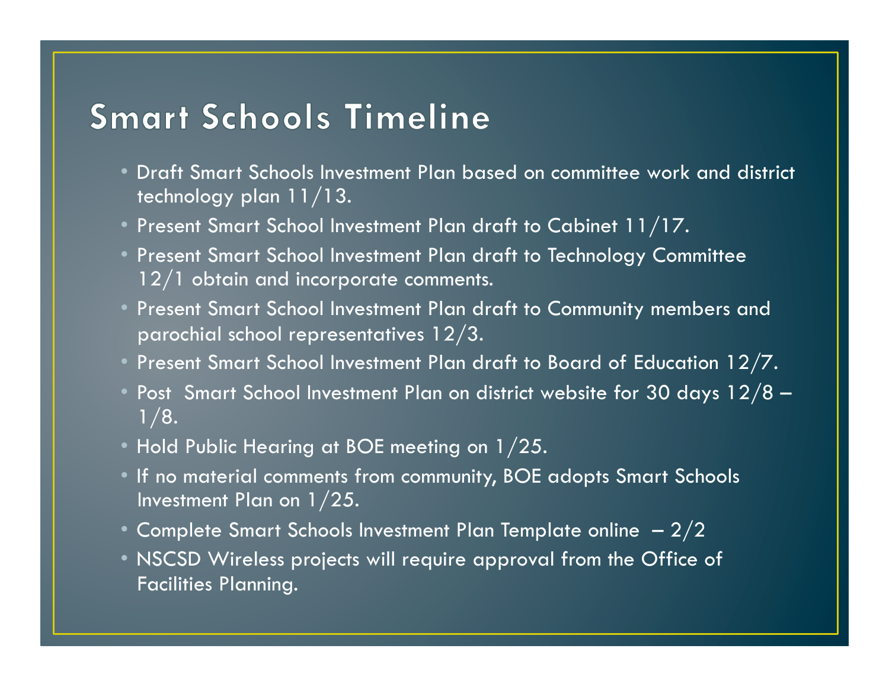# Smart Schools Timeline

- Draft Smart Schools Investment Plan based on committee work and district technology plan 11/13.
- Present Smart School Investment Plan draft to Cabinet 11/17.
- Present Smart School Investment Plan draft to Technology Committee 12/1 obtain and incorporate comments.
- Present Smart School Investment Plan draft to Community members and parochial school representatives 12/3.
- Present Smart School Investment Plan draft to Board of Education 12/7.
- Post Smart School Investment Plan on district website for 30 days 12/8 – 1/8.
- Hold Public Hearing at BOE meeting on 1/25.
- If no material comments from community, BOE adopts Smart Schools Investment Plan on 1/25.
- Complete Smart Schools Investment Plan Template online – 2/2
- NSCSD Wireless projects will require approval from the Office of Facilities Planning.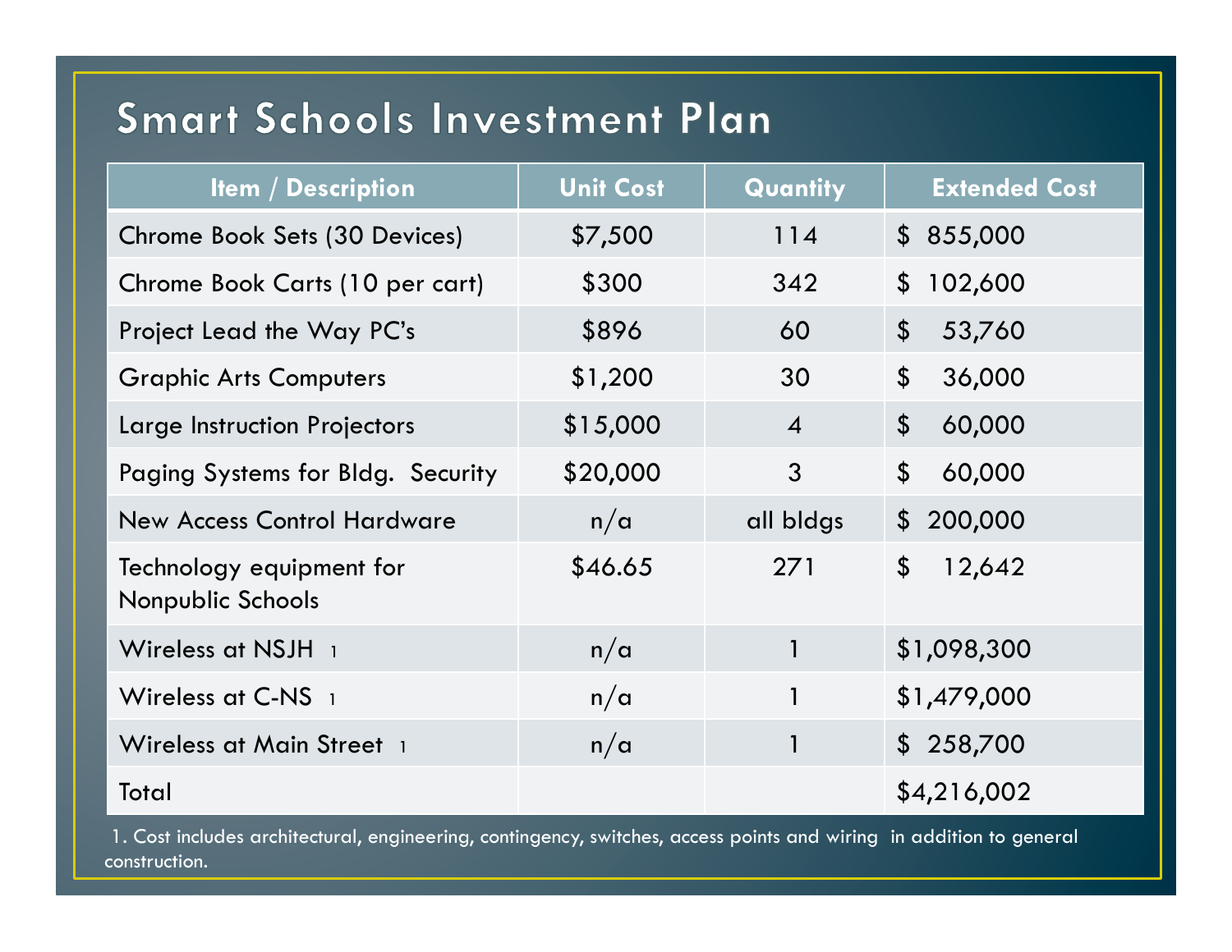# Smart Schools Investment Plan

| Item / Description | Unit Cost | Quantity | Extended Cost |
|---|---|---|---|
| Chrome Book Sets (30 Devices) | $7,500 | 114 | $ 855,000 |
| Chrome Book Carts (10 per cart) | $300 | 342 | $ 102,600 |
| Project Lead the Way PC's | $896 | 60 | $ 53,760 |
| Graphic Arts Computers | $1,200 | 30 | $ 36,000 |
| Large Instruction Projectors | $15,000 | 4 | $ 60,000 |
| Paging Systems for Bldg. Security | $20,000 | 3 | $ 60,000 |
| New Access Control Hardware | n/a | all bldgs | $ 200,000 |
| Technology equipment for Nonpublic Schools | $46.65 | 271 | $ 12,642 |
| Wireless at NSJH [1] | n/a | 1 | $1,098,300 |
| Wireless at C-NS [1] | n/a | 1 | $1,479,000 |
| Wireless at Main Street [1] | n/a | 1 | $ 258,700 |
| Total | | | $4,216,002 |

1. Cost includes architectural, engineering, contingency, switches, access points and wiring in addition to general construction.